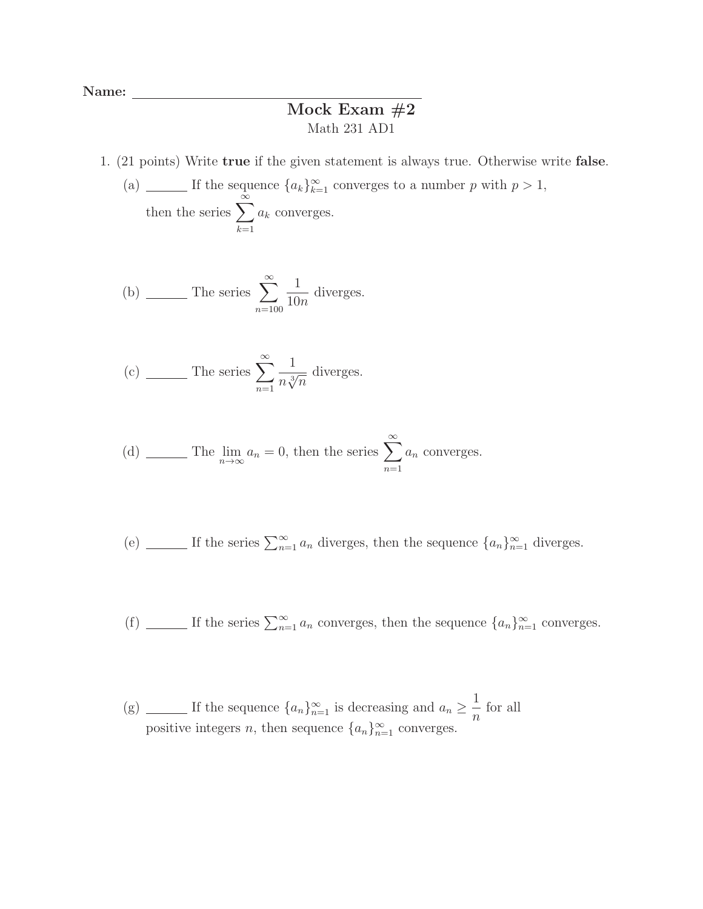**Name:** ______________________________

# Mock Exam #2

Math 231 AD1

1. (21 points) Write **true** if the given statement is always true. Otherwise write **false**.

   (a) ______ If the sequence $\{a_k\}_{k=1}^{\infty}$ converges to a number $p$ with $p > 1$, then the series $\displaystyle\sum_{k=1}^{\infty} a_k$ converges.

   (b) ______ The series $\displaystyle\sum_{n=100}^{\infty} \frac{1}{10n}$ diverges.

   (c) ______ The series $\displaystyle\sum_{n=1}^{\infty} \frac{1}{n\sqrt[3]{n}}$ diverges.

   (d) ______ The $\displaystyle\lim_{n\to\infty} a_n = 0$, then the series $\displaystyle\sum_{n=1}^{\infty} a_n$ converges.

   (e) ______ If the series $\sum_{n=1}^{\infty} a_n$ diverges, then the sequence $\{a_n\}_{n=1}^{\infty}$ diverges.

   (f) ______ If the series $\sum_{n=1}^{\infty} a_n$ converges, then the sequence $\{a_n\}_{n=1}^{\infty}$ converges.

   (g) ______ If the sequence $\{a_n\}_{n=1}^{\infty}$ is decreasing and $a_n \geq \dfrac{1}{n}$ for all positive integers $n$, then sequence $\{a_n\}_{n=1}^{\infty}$ converges.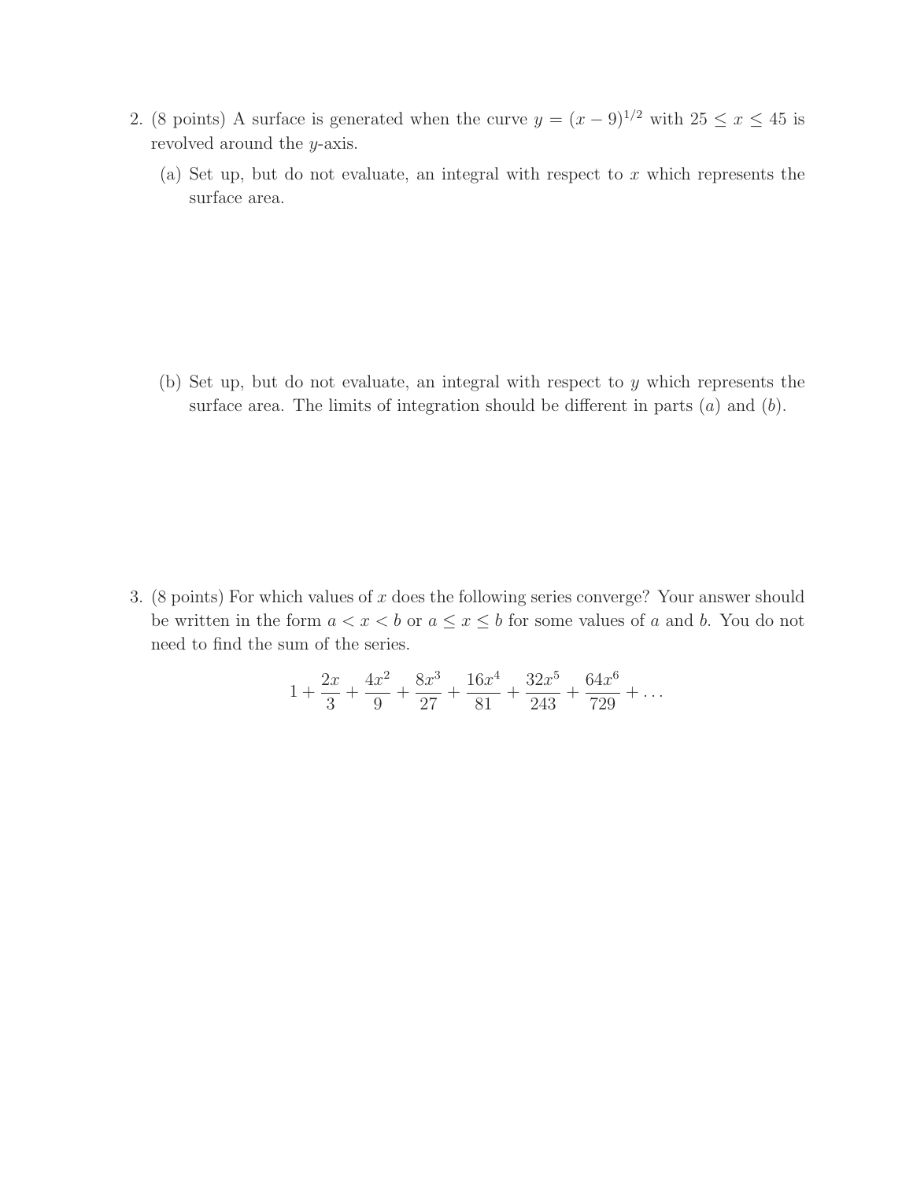2. (8 points) A surface is generated when the curve $y = (x - 9)^{1/2}$ with $25 \leq x \leq 45$ is revolved around the $y$-axis.

   (a) Set up, but do not evaluate, an integral with respect to $x$ which represents the surface area.

   (b) Set up, but do not evaluate, an integral with respect to $y$ which represents the surface area. The limits of integration should be different in parts $(a)$ and $(b)$.

3. (8 points) For which values of $x$ does the following series converge? Your answer should be written in the form $a < x < b$ or $a \leq x \leq b$ for some values of $a$ and $b$. You do not need to find the sum of the series.

$$1 + \frac{2x}{3} + \frac{4x^2}{9} + \frac{8x^3}{27} + \frac{16x^4}{81} + \frac{32x^5}{243} + \frac{64x^6}{729} + \ldots$$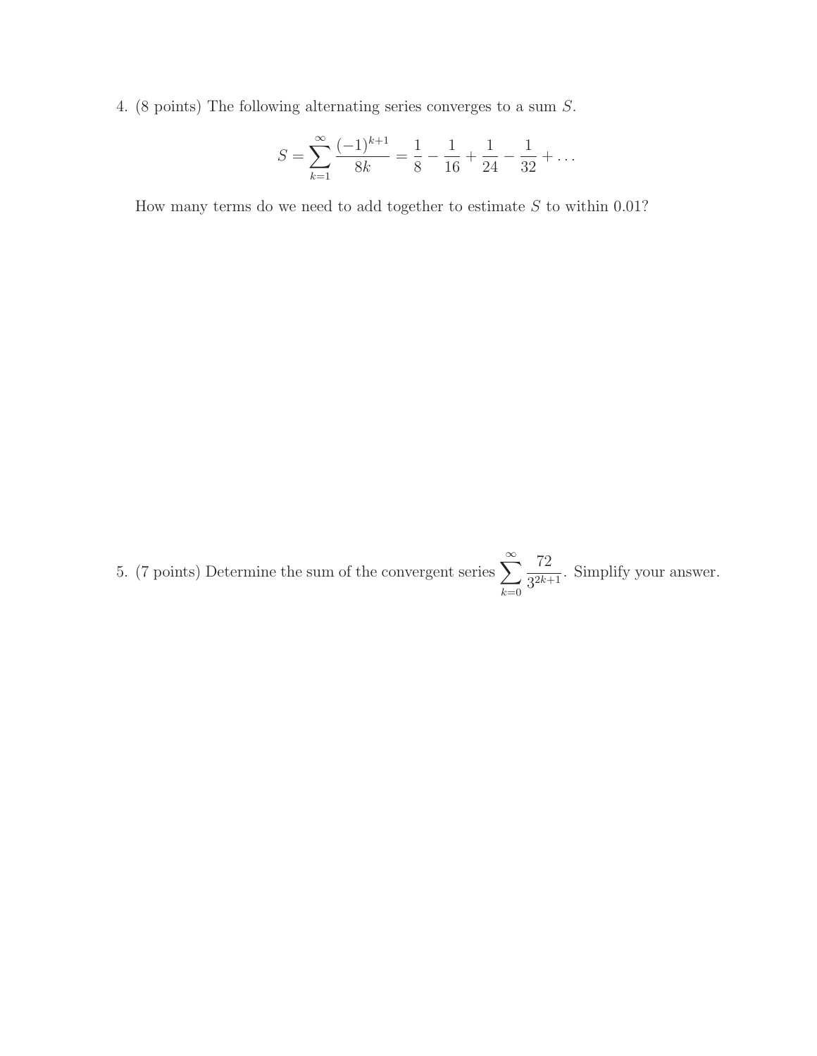4. (8 points) The following alternating series converges to a sum $S$.

$$S = \sum_{k=1}^{\infty} \frac{(-1)^{k+1}}{8k} = \frac{1}{8} - \frac{1}{16} + \frac{1}{24} - \frac{1}{32} + \dots$$

How many terms do we need to add together to estimate $S$ to within 0.01?

5. (7 points) Determine the sum of the convergent series $\sum_{k=0}^{\infty} \frac{72}{3^{2k+1}}$. Simplify your answer.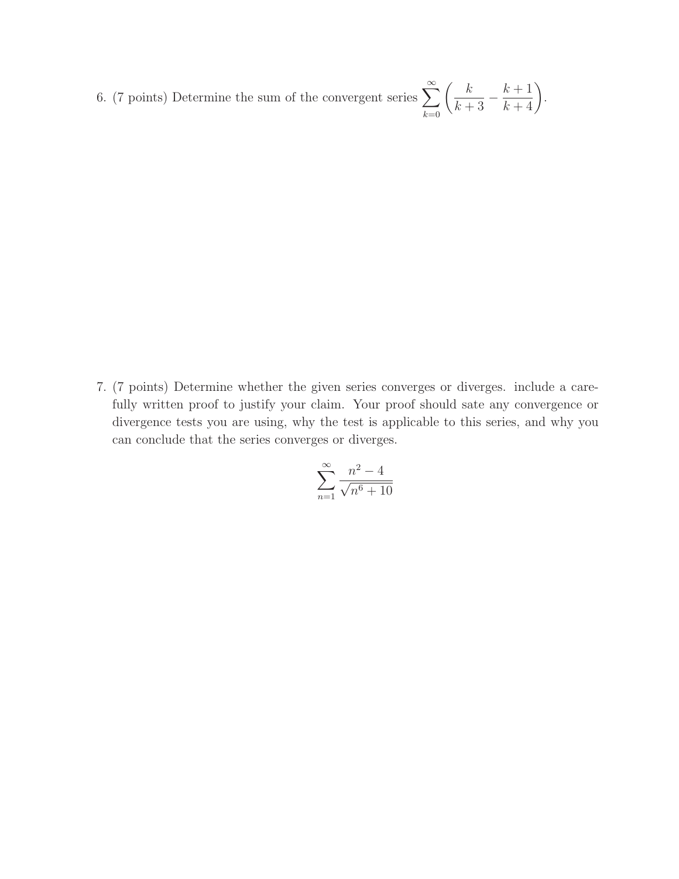6. (7 points) Determine the sum of the convergent series $\sum_{k=0}^{\infty} \left( \frac{k}{k+3} - \frac{k+1}{k+4} \right)$.

7. (7 points) Determine whether the given series converges or diverges. include a carefully written proof to justify your claim. Your proof should sate any convergence or divergence tests you are using, why the test is applicable to this series, and why you can conclude that the series converges or diverges.

$$\sum_{n=1}^{\infty} \frac{n^2 - 4}{\sqrt{n^6 + 10}}$$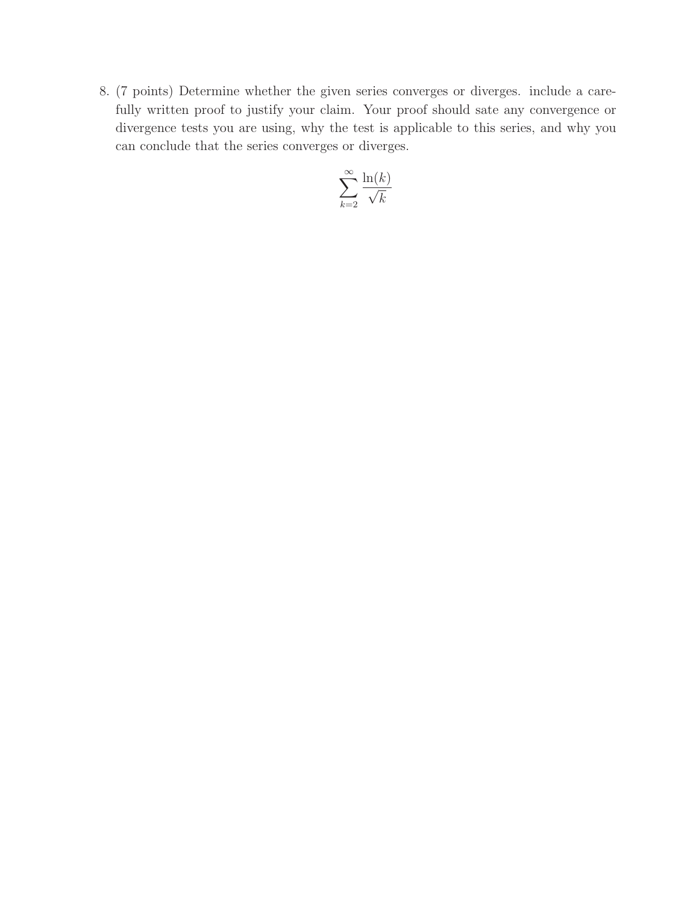8. (7 points) Determine whether the given series converges or diverges. include a carefully written proof to justify your claim. Your proof should sate any convergence or divergence tests you are using, why the test is applicable to this series, and why you can conclude that the series converges or diverges.

$$\sum_{k=2}^{\infty} \frac{\ln(k)}{\sqrt{k}}$$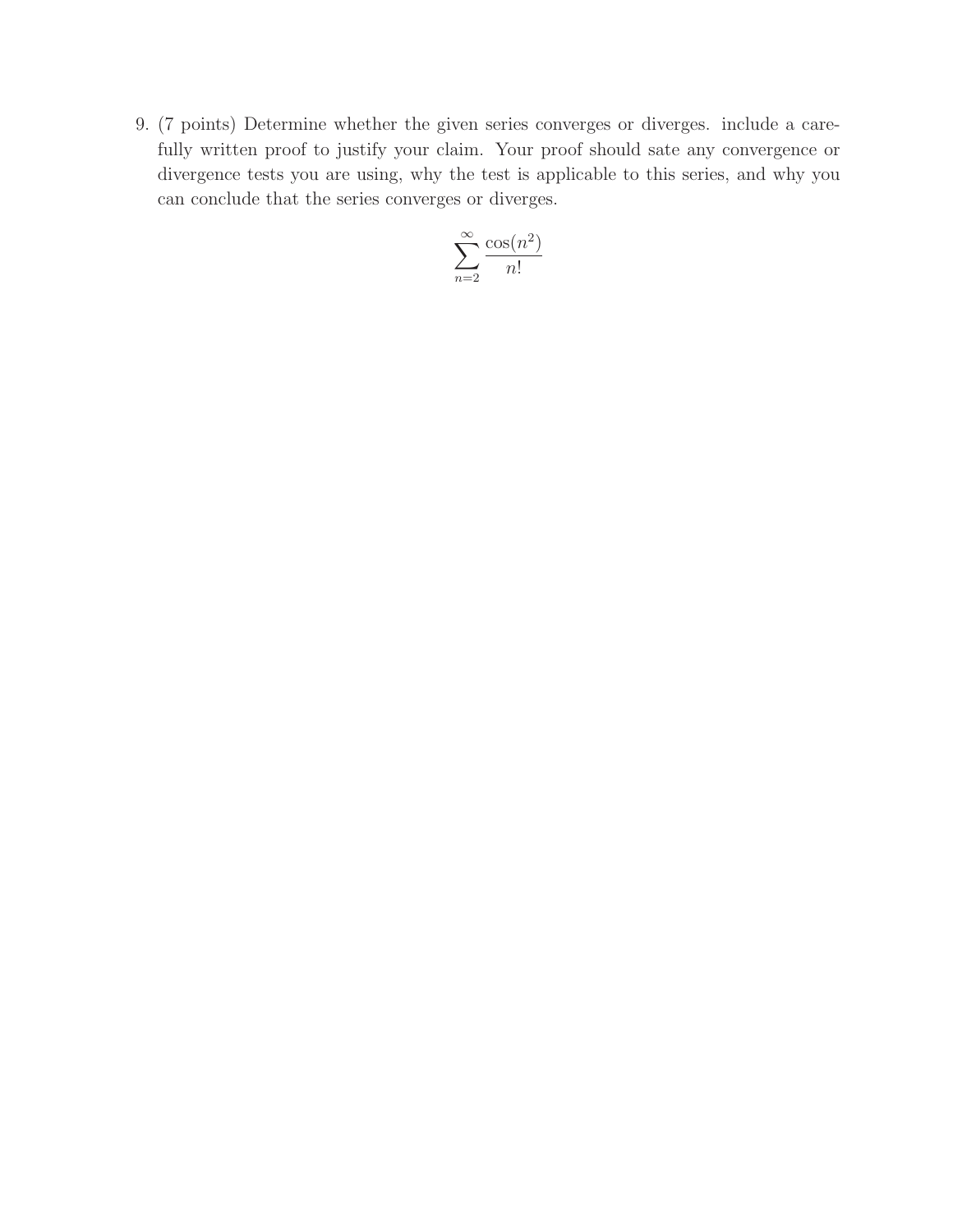9. (7 points) Determine whether the given series converges or diverges. include a carefully written proof to justify your claim. Your proof should sate any convergence or divergence tests you are using, why the test is applicable to this series, and why you can conclude that the series converges or diverges.

$$\sum_{n=2}^{\infty} \frac{\cos(n^2)}{n!}$$